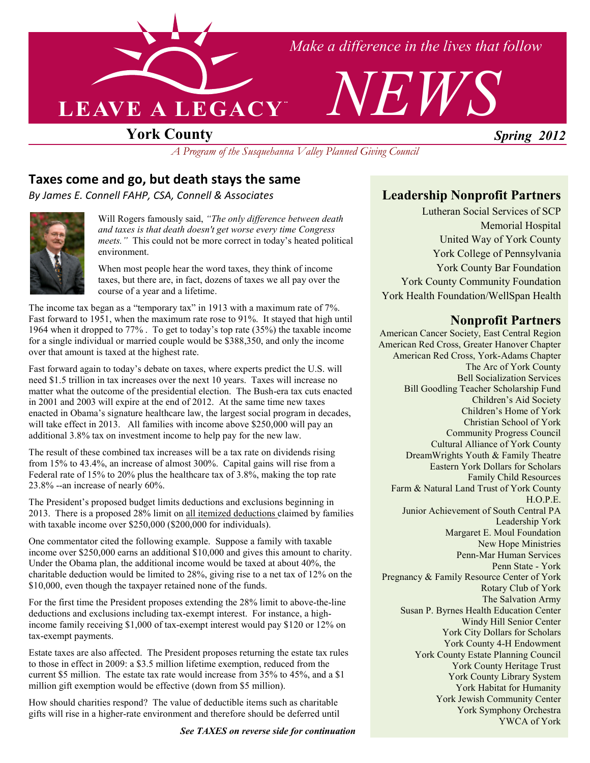# LEAVE A LEGACY

*Make a difference in the lives that follow*

# NEWS

**York County** — ***Spring 2012***

*A Program of the Susquehanna Valley Planned Giving Council*

## Taxes come and go, but death stays the same

*By James E. Connell FAHP, CSA, Connell & Associates*

Will Rogers famously said, *"The only difference between death and taxes is that death doesn't get worse every time Congress meets."* This could not be more correct in today's heated political environment.

When most people hear the word taxes, they think of income taxes, but there are, in fact, dozens of taxes we all pay over the course of a year and a lifetime.

The income tax began as a "temporary tax" in 1913 with a maximum rate of 7%. Fast forward to 1951, when the maximum rate rose to 91%. It stayed that high until 1964 when it dropped to 77% . To get to today's top rate (35%) the taxable income for a single individual or married couple would be $388,350, and only the income over that amount is taxed at the highest rate.

Fast forward again to today's debate on taxes, where experts predict the U.S. will need $1.5 trillion in tax increases over the next 10 years. Taxes will increase no matter what the outcome of the presidential election. The Bush-era tax cuts enacted in 2001 and 2003 will expire at the end of 2012. At the same time new taxes enacted in Obama's signature healthcare law, the largest social program in decades, will take effect in 2013. All families with income above $250,000 will pay an additional 3.8% tax on investment income to help pay for the new law.

The result of these combined tax increases will be a tax rate on dividends rising from 15% to 43.4%, an increase of almost 300%. Capital gains will rise from a Federal rate of 15% to 20% plus the healthcare tax of 3.8%, making the top rate 23.8% --an increase of nearly 60%.

The President's proposed budget limits deductions and exclusions beginning in 2013. There is a proposed 28% limit on all itemized deductions claimed by families with taxable income over $250,000 ($200,000 for individuals).

One commentator cited the following example. Suppose a family with taxable income over $250,000 earns an additional $10,000 and gives this amount to charity. Under the Obama plan, the additional income would be taxed at about 40%, the charitable deduction would be limited to 28%, giving rise to a net tax of 12% on the $10,000, even though the taxpayer retained none of the funds.

For the first time the President proposes extending the 28% limit to above-the-line deductions and exclusions including tax-exempt interest. For instance, a high-income family receiving $1,000 of tax-exempt interest would pay $120 or 12% on tax-exempt payments.

Estate taxes are also affected. The President proposes returning the estate tax rules to those in effect in 2009: a $3.5 million lifetime exemption, reduced from the current $5 million. The estate tax rate would increase from 35% to 45%, and a $1 million gift exemption would be effective (down from $5 million).

How should charities respond? The value of deductible items such as charitable gifts will rise in a higher-rate environment and therefore should be deferred until

***See TAXES on reverse side for continuation***

## Leadership Nonprofit Partners

Lutheran Social Services of SCP
Memorial Hospital
United Way of York County
York College of Pennsylvania
York County Bar Foundation
York County Community Foundation
York Health Foundation/WellSpan Health

## Nonprofit Partners

American Cancer Society, East Central Region
American Red Cross, Greater Hanover Chapter
American Red Cross, York-Adams Chapter
The Arc of York County
Bell Socialization Services
Bill Goodling Teacher Scholarship Fund
Children's Aid Society
Children's Home of York
Christian School of York
Community Progress Council
Cultural Alliance of York County
DreamWrights Youth & Family Theatre
Eastern York Dollars for Scholars
Family Child Resources
Farm & Natural Land Trust of York County
H.O.P.E.
Junior Achievement of South Central PA
Leadership York
Margaret E. Moul Foundation
New Hope Ministries
Penn-Mar Human Services
Penn State - York
Pregnancy & Family Resource Center of York
Rotary Club of York
The Salvation Army
Susan P. Byrnes Health Education Center
Windy Hill Senior Center
York City Dollars for Scholars
York County 4-H Endowment
York County Estate Planning Council
York County Heritage Trust
York County Library System
York Habitat for Humanity
York Jewish Community Center
York Symphony Orchestra
YWCA of York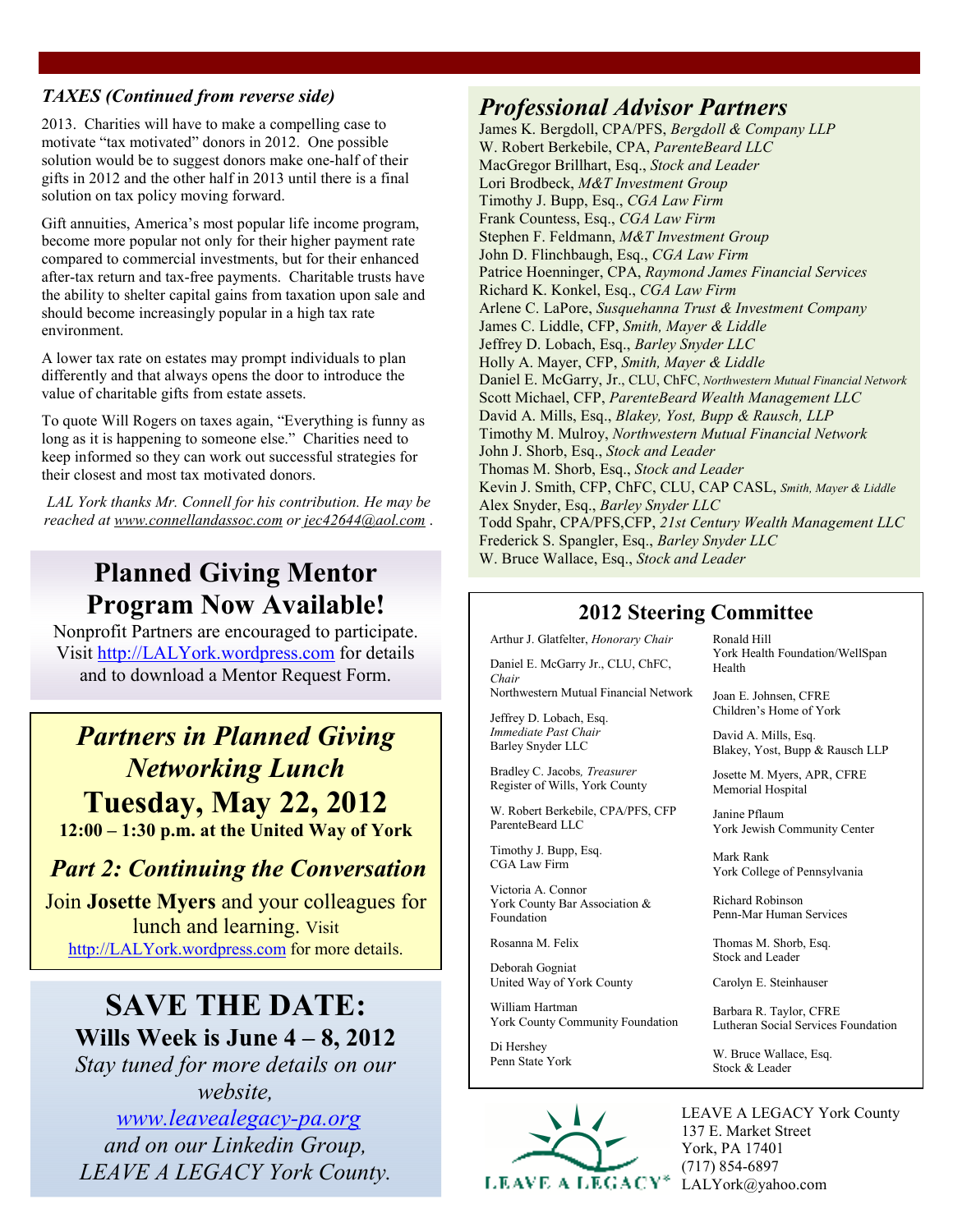### *TAXES (Continued from reverse side)*

2013. Charities will have to make a compelling case to motivate "tax motivated" donors in 2012. One possible solution would be to suggest donors make one-half of their gifts in 2012 and the other half in 2013 until there is a final solution on tax policy moving forward.

Gift annuities, America's most popular life income program, become more popular not only for their higher payment rate compared to commercial investments, but for their enhanced after-tax return and tax-free payments. Charitable trusts have the ability to shelter capital gains from taxation upon sale and should become increasingly popular in a high tax rate environment.

A lower tax rate on estates may prompt individuals to plan differently and that always opens the door to introduce the value of charitable gifts from estate assets.

To quote Will Rogers on taxes again, "Everything is funny as long as it is happening to someone else." Charities need to keep informed so they can work out successful strategies for their closest and most tax motivated donors.

*LAL York thanks Mr. Connell for his contribution. He may be reached at www.connellandassoc.com or jec42644@aol.com .*

## Planned Giving Mentor Program Now Available!

Nonprofit Partners are encouraged to participate. Visit http://LALYork.wordpress.com for details and to download a Mentor Request Form.

## *Partners in Planned Giving Networking Lunch*

## Tuesday, May 22, 2012

**12:00 – 1:30 p.m. at the United Way of York**

### *Part 2: Continuing the Conversation*

Join **Josette Myers** and your colleagues for lunch and learning. Visit http://LALYork.wordpress.com for more details.

## SAVE THE DATE:

### Wills Week is June 4 – 8, 2012

*Stay tuned for more details on our website,*
*www.leavealegacy-pa.org*
*and on our Linkedin Group,*
*LEAVE A LEGACY York County.*

## *Professional Advisor Partners*

James K. Bergdoll, CPA/PFS, *Bergdoll & Company LLP*
W. Robert Berkebile, CPA, *ParenteBeard LLC*
MacGregor Brillhart, Esq., *Stock and Leader*
Lori Brodbeck, *M&T Investment Group*
Timothy J. Bupp, Esq., *CGA Law Firm*
Frank Countess, Esq., *CGA Law Firm*
Stephen F. Feldmann, *M&T Investment Group*
John D. Flinchbaugh, Esq., *CGA Law Firm*
Patrice Hoenninger, CPA, *Raymond James Financial Services*
Richard K. Konkel, Esq., *CGA Law Firm*
Arlene C. LaPore, *Susquehanna Trust & Investment Company*
James C. Liddle, CFP, *Smith, Mayer & Liddle*
Jeffrey D. Lobach, Esq., *Barley Snyder LLC*
Holly A. Mayer, CFP, *Smith, Mayer & Liddle*
Daniel E. McGarry, Jr., CLU, ChFC, *Northwestern Mutual Financial Network*
Scott Michael, CFP, *ParenteBeard Wealth Management LLC*
David A. Mills, Esq., *Blakey, Yost, Bupp & Rausch, LLP*
Timothy M. Mulroy, *Northwestern Mutual Financial Network*
John J. Shorb, Esq., *Stock and Leader*
Thomas M. Shorb, Esq., *Stock and Leader*
Kevin J. Smith, CFP, ChFC, CLU, CAP CASL, *Smith, Mayer & Liddle*
Alex Snyder, Esq., *Barley Snyder LLC*
Todd Spahr, CPA/PFS,CFP, *21st Century Wealth Management LLC*
Frederick S. Spangler, Esq., *Barley Snyder LLC*
W. Bruce Wallace, Esq., *Stock and Leader*

## 2012 Steering Committee

Arthur J. Glatfelter, *Honorary Chair*

Daniel E. McGarry Jr., CLU, ChFC, *Chair*
Northwestern Mutual Financial Network

Jeffrey D. Lobach, Esq.
*Immediate Past Chair*
Barley Snyder LLC

Bradley C. Jacobs, *Treasurer*
Register of Wills, York County

W. Robert Berkebile, CPA/PFS, CFP
ParenteBeard LLC

Timothy J. Bupp, Esq.
CGA Law Firm

Victoria A. Connor
York County Bar Association & Foundation

Rosanna M. Felix

Deborah Gogniat
United Way of York County

William Hartman
York County Community Foundation

Di Hershey
Penn State York

Ronald Hill
York Health Foundation/WellSpan Health

Joan E. Johnsen, CFRE
Children's Home of York

David A. Mills, Esq.
Blakey, Yost, Bupp & Rausch LLP

Josette M. Myers, APR, CFRE
Memorial Hospital

Janine Pflaum
York Jewish Community Center

Mark Rank
York College of Pennsylvania

Richard Robinson
Penn-Mar Human Services

Thomas M. Shorb, Esq.
Stock and Leader

Carolyn E. Steinhauser

Barbara R. Taylor, CFRE
Lutheran Social Services Foundation

W. Bruce Wallace, Esq.
Stock & Leader

LEAVE A LEGACY®

LEAVE A LEGACY York County
137 E. Market Street
York, PA 17401
(717) 854-6897
LALYork@yahoo.com